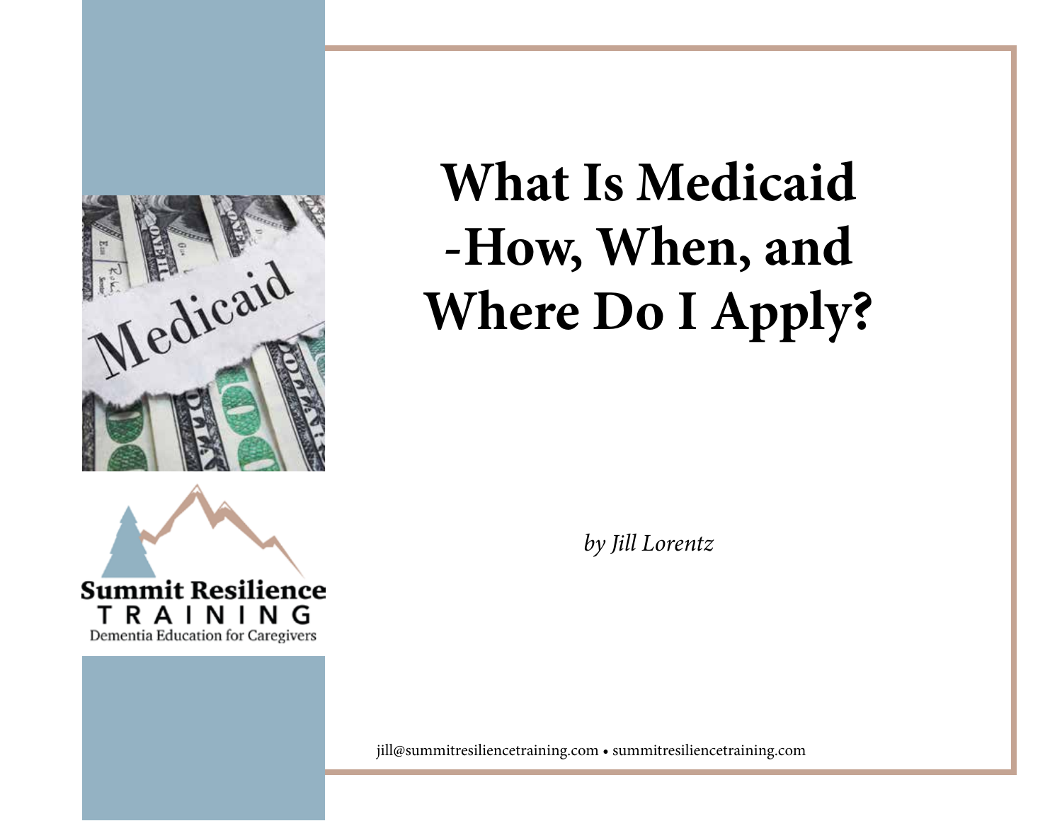Summit Resilience
TRAINING
Dementia Education for Caregivers

# What Is Medicaid -How, When, and Where Do I Apply?

*by Jill Lorentz*

jill@summitresiliencetraining.com • summitresiliencetraining.com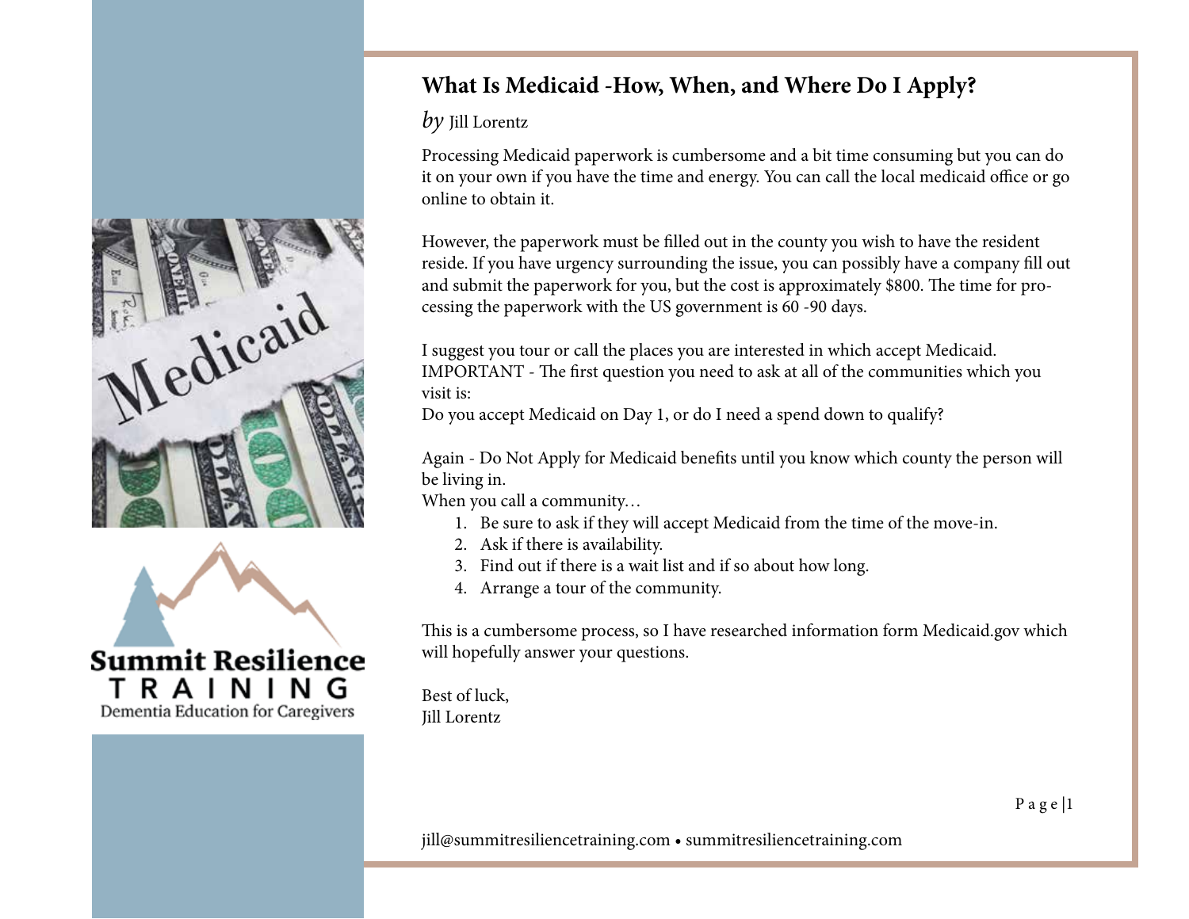# What Is Medicaid -How, When, and Where Do I Apply?

*by* Jill Lorentz

Processing Medicaid paperwork is cumbersome and a bit time consuming but you can do it on your own if you have the time and energy. You can call the local medicaid office or go online to obtain it.

However, the paperwork must be filled out in the county you wish to have the resident reside. If you have urgency surrounding the issue, you can possibly have a company fill out and submit the paperwork for you, but the cost is approximately $800. The time for processing the paperwork with the US government is 60 -90 days.

I suggest you tour or call the places you are interested in which accept Medicaid.
IMPORTANT - The first question you need to ask at all of the communities which you visit is:
Do you accept Medicaid on Day 1, or do I need a spend down to qualify?

Again - Do Not Apply for Medicaid benefits until you know which county the person will be living in.
When you call a community…

1. Be sure to ask if they will accept Medicaid from the time of the move-in.
2. Ask if there is availability.
3. Find out if there is a wait list and if so about how long.
4. Arrange a tour of the community.

This is a cumbersome process, so I have researched information form Medicaid.gov which will hopefully answer your questions.

Best of luck,
Jill Lorentz

Summit Resilience TRAINING
Dementia Education for Caregivers

jill@summitresiliencetraining.com • summitresiliencetraining.com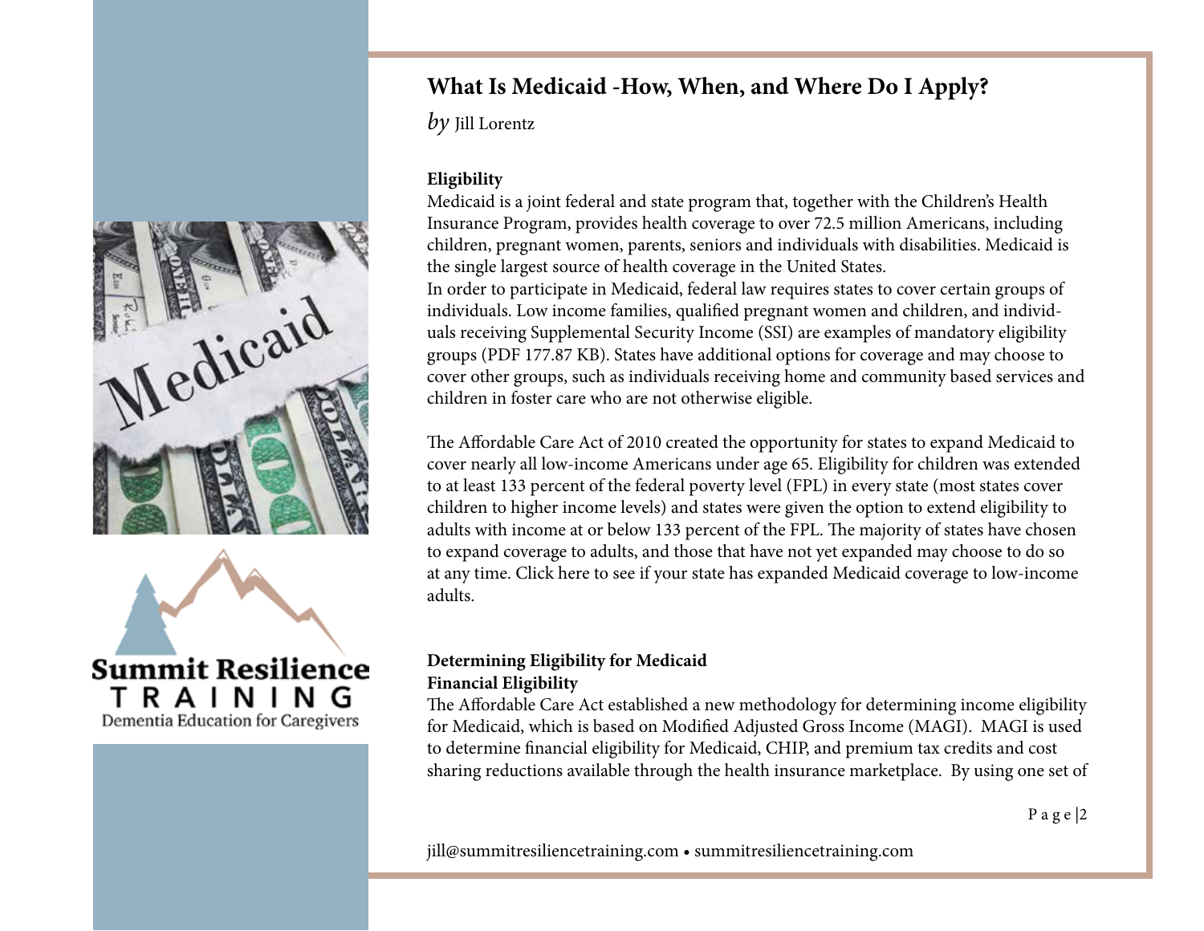## What Is Medicaid -How, When, and Where Do I Apply?

*by* Jill Lorentz

**Eligibility**

Medicaid is a joint federal and state program that, together with the Children's Health Insurance Program, provides health coverage to over 72.5 million Americans, including children, pregnant women, parents, seniors and individuals with disabilities. Medicaid is the single largest source of health coverage in the United States.

In order to participate in Medicaid, federal law requires states to cover certain groups of individuals. Low income families, qualified pregnant women and children, and individuals receiving Supplemental Security Income (SSI) are examples of mandatory eligibility groups (PDF 177.87 KB). States have additional options for coverage and may choose to cover other groups, such as individuals receiving home and community based services and children in foster care who are not otherwise eligible.

The Affordable Care Act of 2010 created the opportunity for states to expand Medicaid to cover nearly all low-income Americans under age 65. Eligibility for children was extended to at least 133 percent of the federal poverty level (FPL) in every state (most states cover children to higher income levels) and states were given the option to extend eligibility to adults with income at or below 133 percent of the FPL. The majority of states have chosen to expand coverage to adults, and those that have not yet expanded may choose to do so at any time. Click here to see if your state has expanded Medicaid coverage to low-income adults.

**Determining Eligibility for Medicaid**

**Financial Eligibility**

The Affordable Care Act established a new methodology for determining income eligibility for Medicaid, which is based on Modified Adjusted Gross Income (MAGI). MAGI is used to determine financial eligibility for Medicaid, CHIP, and premium tax credits and cost sharing reductions available through the health insurance marketplace. By using one set of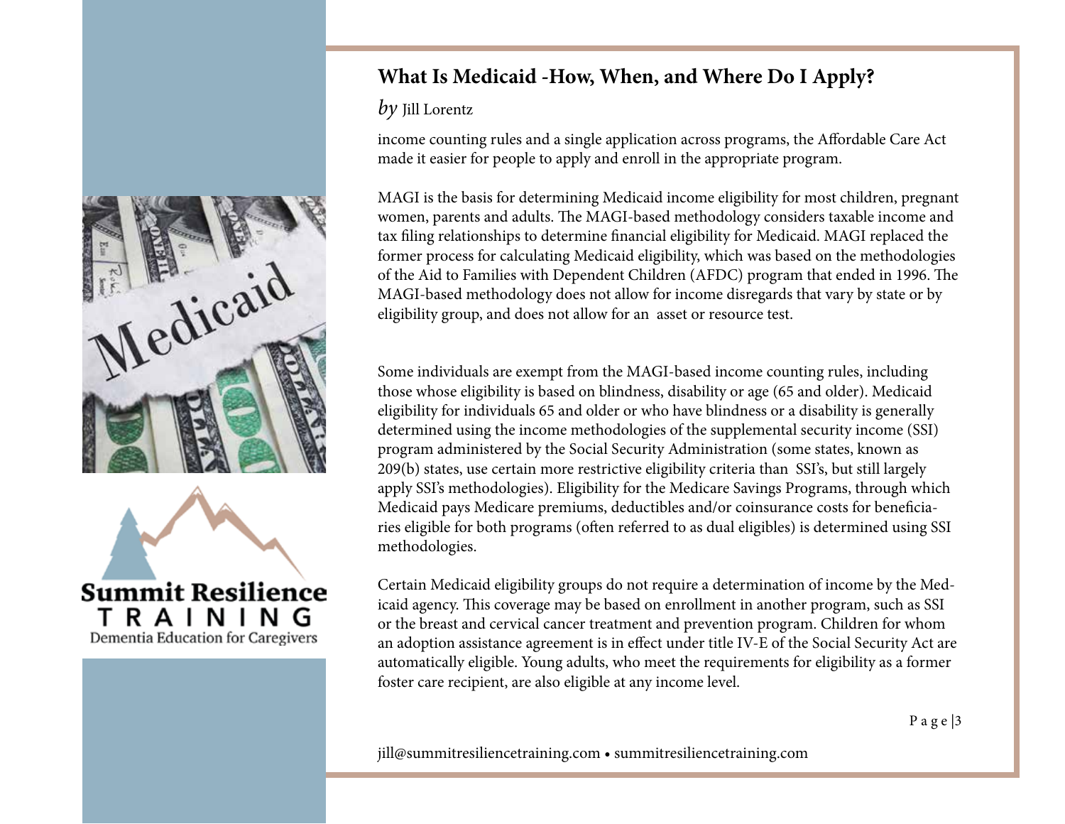## What Is Medicaid -How, When, and Where Do I Apply?

*by* Jill Lorentz

income counting rules and a single application across programs, the Affordable Care Act made it easier for people to apply and enroll in the appropriate program.

MAGI is the basis for determining Medicaid income eligibility for most children, pregnant women, parents and adults. The MAGI-based methodology considers taxable income and tax filing relationships to determine financial eligibility for Medicaid. MAGI replaced the former process for calculating Medicaid eligibility, which was based on the methodologies of the Aid to Families with Dependent Children (AFDC) program that ended in 1996. The MAGI-based methodology does not allow for income disregards that vary by state or by eligibility group, and does not allow for an asset or resource test.

Some individuals are exempt from the MAGI-based income counting rules, including those whose eligibility is based on blindness, disability or age (65 and older). Medicaid eligibility for individuals 65 and older or who have blindness or a disability is generally determined using the income methodologies of the supplemental security income (SSI) program administered by the Social Security Administration (some states, known as 209(b) states, use certain more restrictive eligibility criteria than SSI's, but still largely apply SSI's methodologies). Eligibility for the Medicare Savings Programs, through which Medicaid pays Medicare premiums, deductibles and/or coinsurance costs for beneficiaries eligible for both programs (often referred to as dual eligibles) is determined using SSI methodologies.

Certain Medicaid eligibility groups do not require a determination of income by the Medicaid agency. This coverage may be based on enrollment in another program, such as SSI or the breast and cervical cancer treatment and prevention program. Children for whom an adoption assistance agreement is in effect under title IV-E of the Social Security Act are automatically eligible. Young adults, who meet the requirements for eligibility as a former foster care recipient, are also eligible at any income level.

jill@summitresiliencetraining.com • summitresiliencetraining.com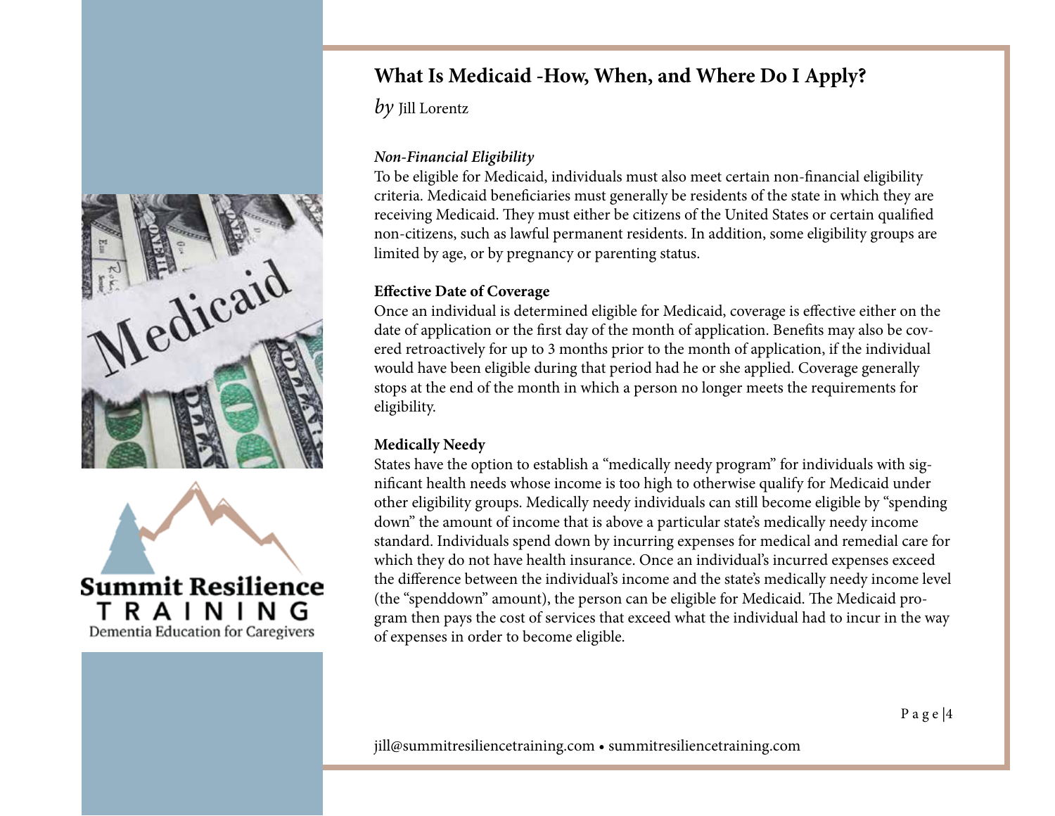## What Is Medicaid -How, When, and Where Do I Apply?

*by* Jill Lorentz

***Non-Financial Eligibility***

To be eligible for Medicaid, individuals must also meet certain non-financial eligibility criteria. Medicaid beneficiaries must generally be residents of the state in which they are receiving Medicaid. They must either be citizens of the United States or certain qualified non-citizens, such as lawful permanent residents. In addition, some eligibility groups are limited by age, or by pregnancy or parenting status.

**Effective Date of Coverage**

Once an individual is determined eligible for Medicaid, coverage is effective either on the date of application or the first day of the month of application. Benefits may also be covered retroactively for up to 3 months prior to the month of application, if the individual would have been eligible during that period had he or she applied. Coverage generally stops at the end of the month in which a person no longer meets the requirements for eligibility.

**Medically Needy**

States have the option to establish a "medically needy program" for individuals with significant health needs whose income is too high to otherwise qualify for Medicaid under other eligibility groups. Medically needy individuals can still become eligible by "spending down" the amount of income that is above a particular state's medically needy income standard. Individuals spend down by incurring expenses for medical and remedial care for which they do not have health insurance. Once an individual's incurred expenses exceed the difference between the individual's income and the state's medically needy income level (the "spenddown" amount), the person can be eligible for Medicaid. The Medicaid program then pays the cost of services that exceed what the individual had to incur in the way of expenses in order to become eligible.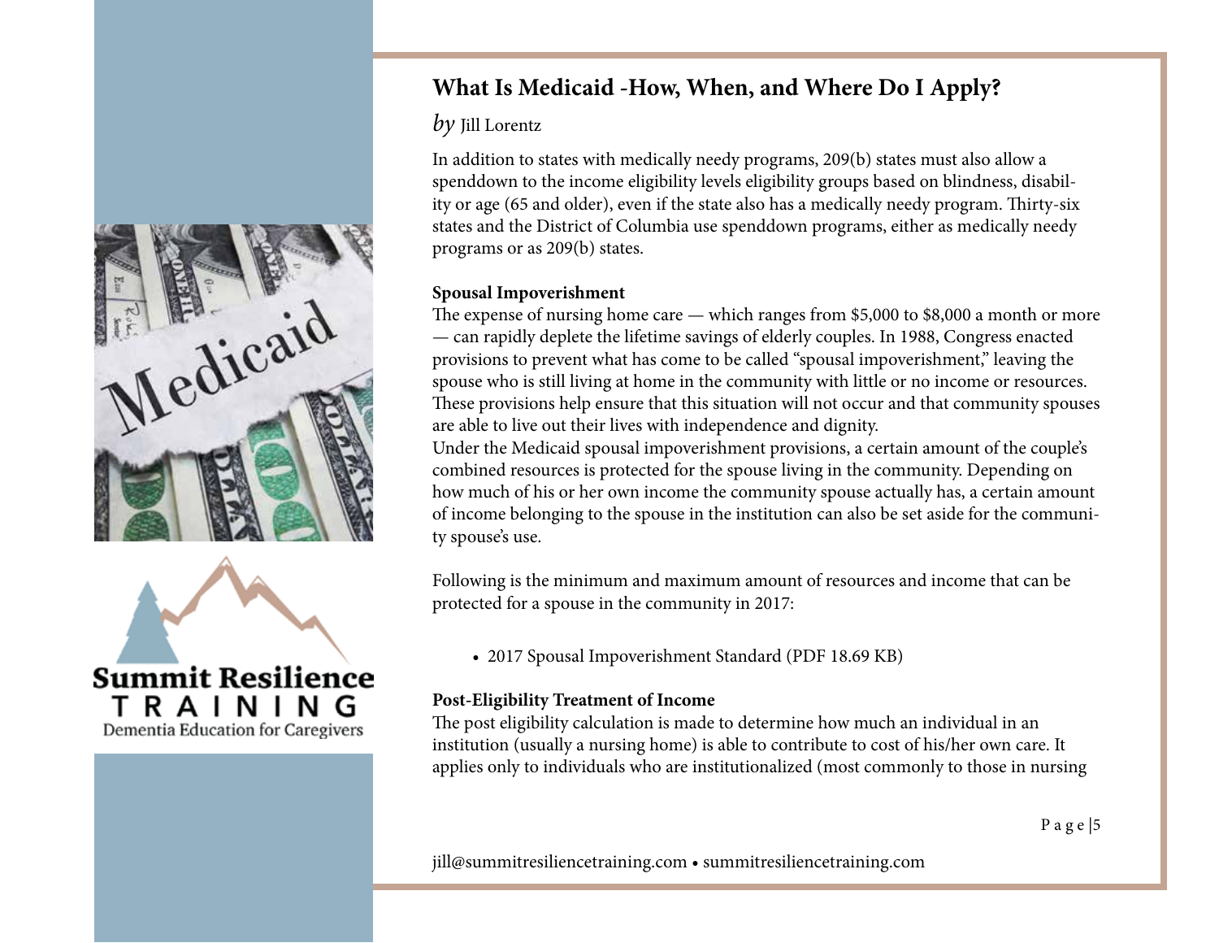## What Is Medicaid -How, When, and Where Do I Apply?

*by* Jill Lorentz

In addition to states with medically needy programs, 209(b) states must also allow a spenddown to the income eligibility levels eligibility groups based on blindness, disability or age (65 and older), even if the state also has a medically needy program. Thirty-six states and the District of Columbia use spenddown programs, either as medically needy programs or as 209(b) states.

**Spousal Impoverishment**

The expense of nursing home care — which ranges from $5,000 to $8,000 a month or more — can rapidly deplete the lifetime savings of elderly couples. In 1988, Congress enacted provisions to prevent what has come to be called "spousal impoverishment," leaving the spouse who is still living at home in the community with little or no income or resources. These provisions help ensure that this situation will not occur and that community spouses are able to live out their lives with independence and dignity.

Under the Medicaid spousal impoverishment provisions, a certain amount of the couple's combined resources is protected for the spouse living in the community. Depending on how much of his or her own income the community spouse actually has, a certain amount of income belonging to the spouse in the institution can also be set aside for the community spouse's use.

Following is the minimum and maximum amount of resources and income that can be protected for a spouse in the community in 2017:

- 2017 Spousal Impoverishment Standard (PDF 18.69 KB)

**Post-Eligibility Treatment of Income**

The post eligibility calculation is made to determine how much an individual in an institution (usually a nursing home) is able to contribute to cost of his/her own care. It applies only to individuals who are institutionalized (most commonly to those in nursing

jill@summitresiliencetraining.com • summitresiliencetraining.com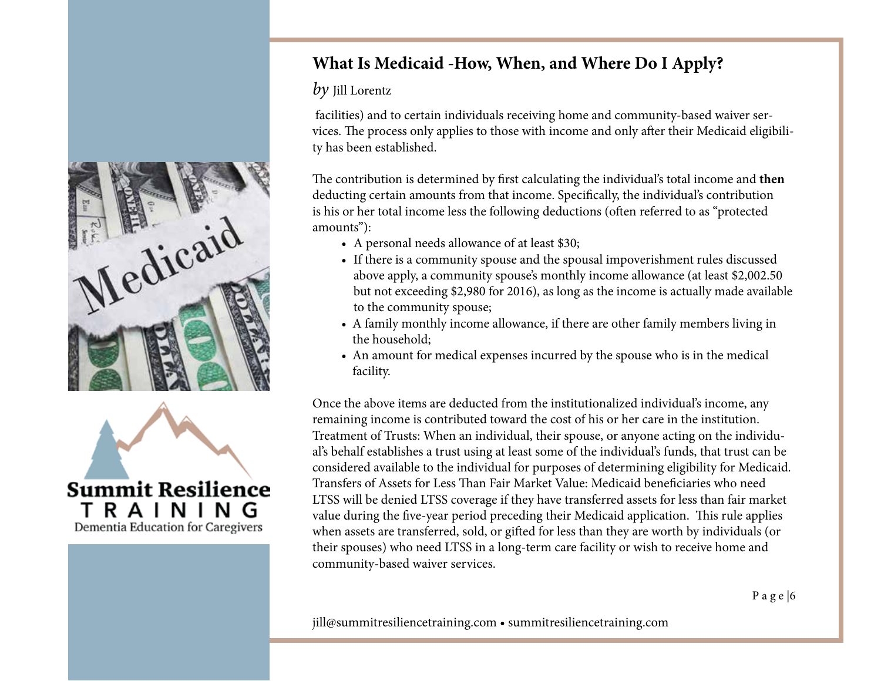## What Is Medicaid -How, When, and Where Do I Apply?

*by* Jill Lorentz

facilities) and to certain individuals receiving home and community-based waiver services. The process only applies to those with income and only after their Medicaid eligibility has been established.

The contribution is determined by first calculating the individual's total income and **then** deducting certain amounts from that income. Specifically, the individual's contribution is his or her total income less the following deductions (often referred to as "protected amounts"):

- A personal needs allowance of at least $30;
- If there is a community spouse and the spousal impoverishment rules discussed above apply, a community spouse's monthly income allowance (at least $2,002.50 but not exceeding $2,980 for 2016), as long as the income is actually made available to the community spouse;
- A family monthly income allowance, if there are other family members living in the household;
- An amount for medical expenses incurred by the spouse who is in the medical facility.

Once the above items are deducted from the institutionalized individual's income, any remaining income is contributed toward the cost of his or her care in the institution. Treatment of Trusts: When an individual, their spouse, or anyone acting on the individual's behalf establishes a trust using at least some of the individual's funds, that trust can be considered available to the individual for purposes of determining eligibility for Medicaid. Transfers of Assets for Less Than Fair Market Value: Medicaid beneficiaries who need LTSS will be denied LTSS coverage if they have transferred assets for less than fair market value during the five-year period preceding their Medicaid application. This rule applies when assets are transferred, sold, or gifted for less than they are worth by individuals (or their spouses) who need LTSS in a long-term care facility or wish to receive home and community-based waiver services.

jill@summitresiliencetraining.com • summitresiliencetraining.com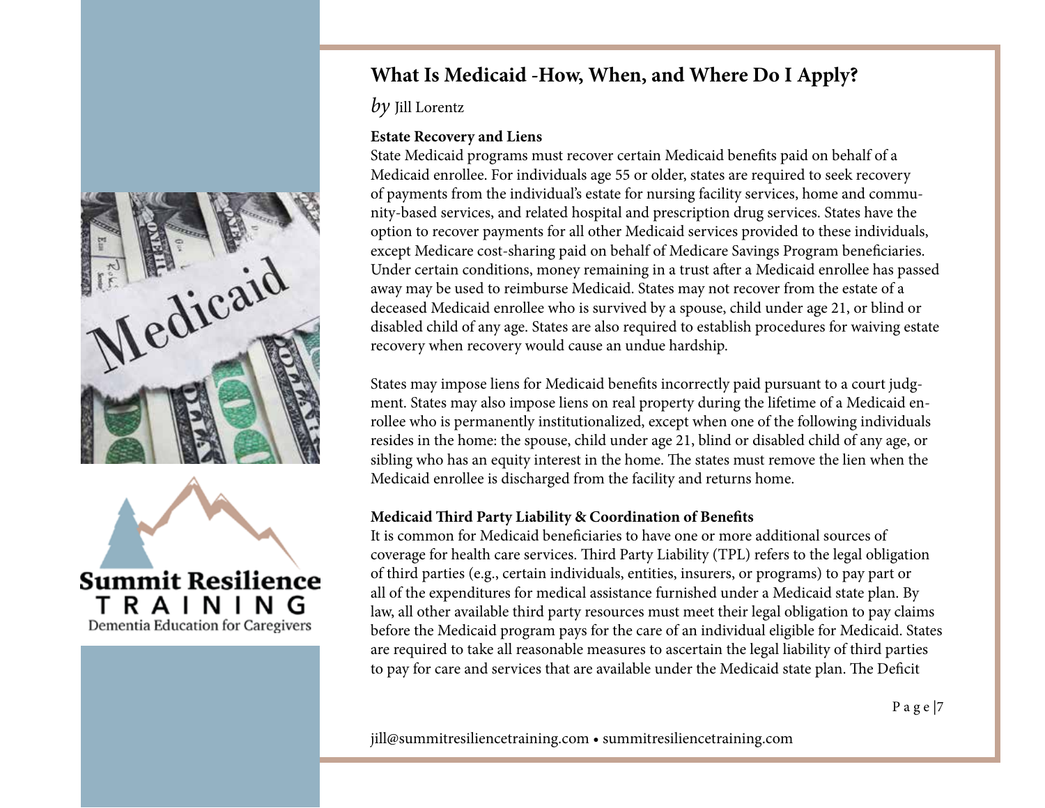## What Is Medicaid -How, When, and Where Do I Apply?

*by* Jill Lorentz

**Estate Recovery and Liens**

State Medicaid programs must recover certain Medicaid benefits paid on behalf of a Medicaid enrollee. For individuals age 55 or older, states are required to seek recovery of payments from the individual's estate for nursing facility services, home and community-based services, and related hospital and prescription drug services. States have the option to recover payments for all other Medicaid services provided to these individuals, except Medicare cost-sharing paid on behalf of Medicare Savings Program beneficiaries. Under certain conditions, money remaining in a trust after a Medicaid enrollee has passed away may be used to reimburse Medicaid. States may not recover from the estate of a deceased Medicaid enrollee who is survived by a spouse, child under age 21, or blind or disabled child of any age. States are also required to establish procedures for waiving estate recovery when recovery would cause an undue hardship.

States may impose liens for Medicaid benefits incorrectly paid pursuant to a court judgment. States may also impose liens on real property during the lifetime of a Medicaid enrollee who is permanently institutionalized, except when one of the following individuals resides in the home: the spouse, child under age 21, blind or disabled child of any age, or sibling who has an equity interest in the home. The states must remove the lien when the Medicaid enrollee is discharged from the facility and returns home.

**Medicaid Third Party Liability & Coordination of Benefits**

It is common for Medicaid beneficiaries to have one or more additional sources of coverage for health care services. Third Party Liability (TPL) refers to the legal obligation of third parties (e.g., certain individuals, entities, insurers, or programs) to pay part or all of the expenditures for medical assistance furnished under a Medicaid state plan. By law, all other available third party resources must meet their legal obligation to pay claims before the Medicaid program pays for the care of an individual eligible for Medicaid. States are required to take all reasonable measures to ascertain the legal liability of third parties to pay for care and services that are available under the Medicaid state plan. The Deficit

jill@summitresiliencetraining.com • summitresiliencetraining.com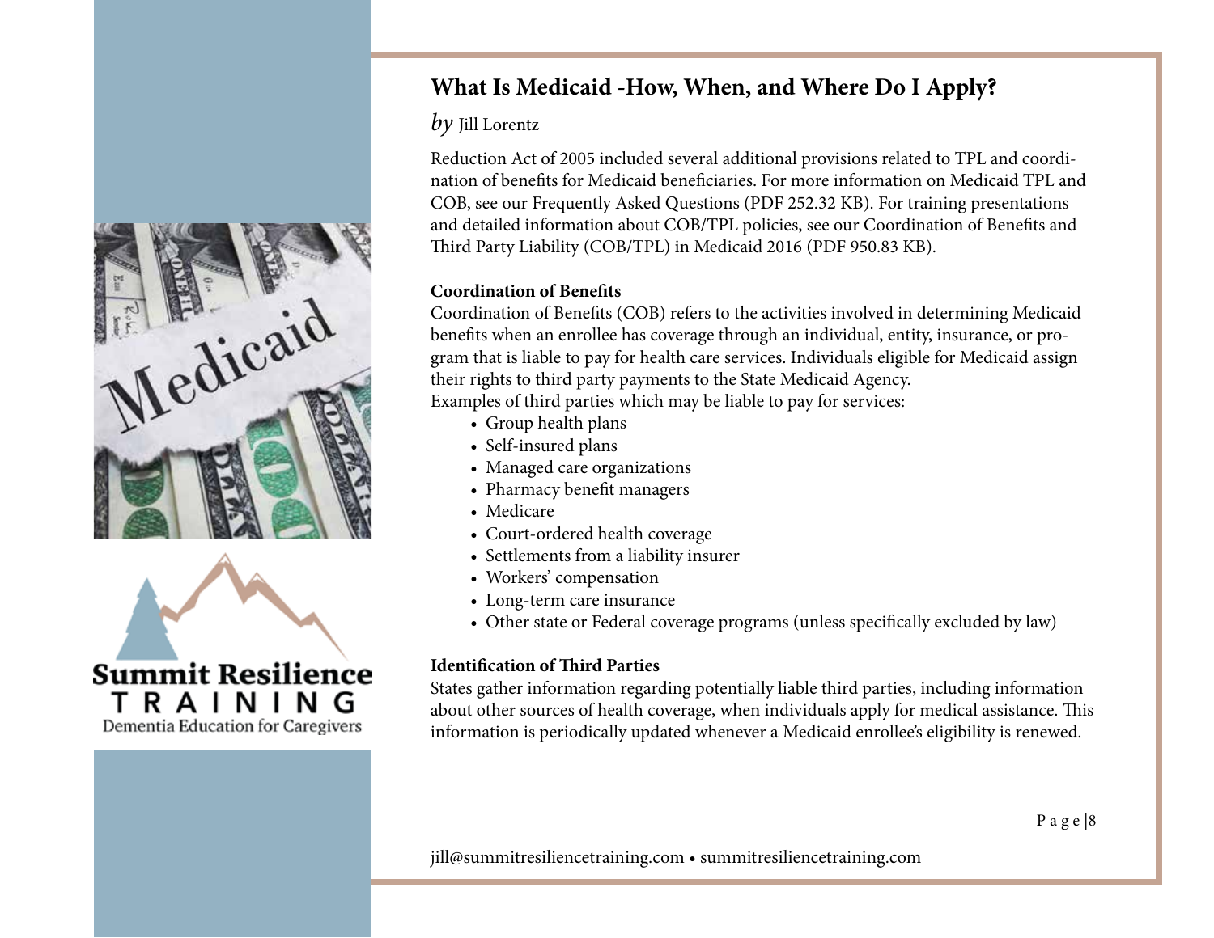## What Is Medicaid -How, When, and Where Do I Apply?

*by* Jill Lorentz

Reduction Act of 2005 included several additional provisions related to TPL and coordination of benefits for Medicaid beneficiaries. For more information on Medicaid TPL and COB, see our Frequently Asked Questions (PDF 252.32 KB). For training presentations and detailed information about COB/TPL policies, see our Coordination of Benefits and Third Party Liability (COB/TPL) in Medicaid 2016 (PDF 950.83 KB).

**Coordination of Benefits**

Coordination of Benefits (COB) refers to the activities involved in determining Medicaid benefits when an enrollee has coverage through an individual, entity, insurance, or program that is liable to pay for health care services. Individuals eligible for Medicaid assign their rights to third party payments to the State Medicaid Agency.

Examples of third parties which may be liable to pay for services:

- Group health plans
- Self-insured plans
- Managed care organizations
- Pharmacy benefit managers
- Medicare
- Court-ordered health coverage
- Settlements from a liability insurer
- Workers' compensation
- Long-term care insurance
- Other state or Federal coverage programs (unless specifically excluded by law)

**Identification of Third Parties**

States gather information regarding potentially liable third parties, including information about other sources of health coverage, when individuals apply for medical assistance. This information is periodically updated whenever a Medicaid enrollee's eligibility is renewed.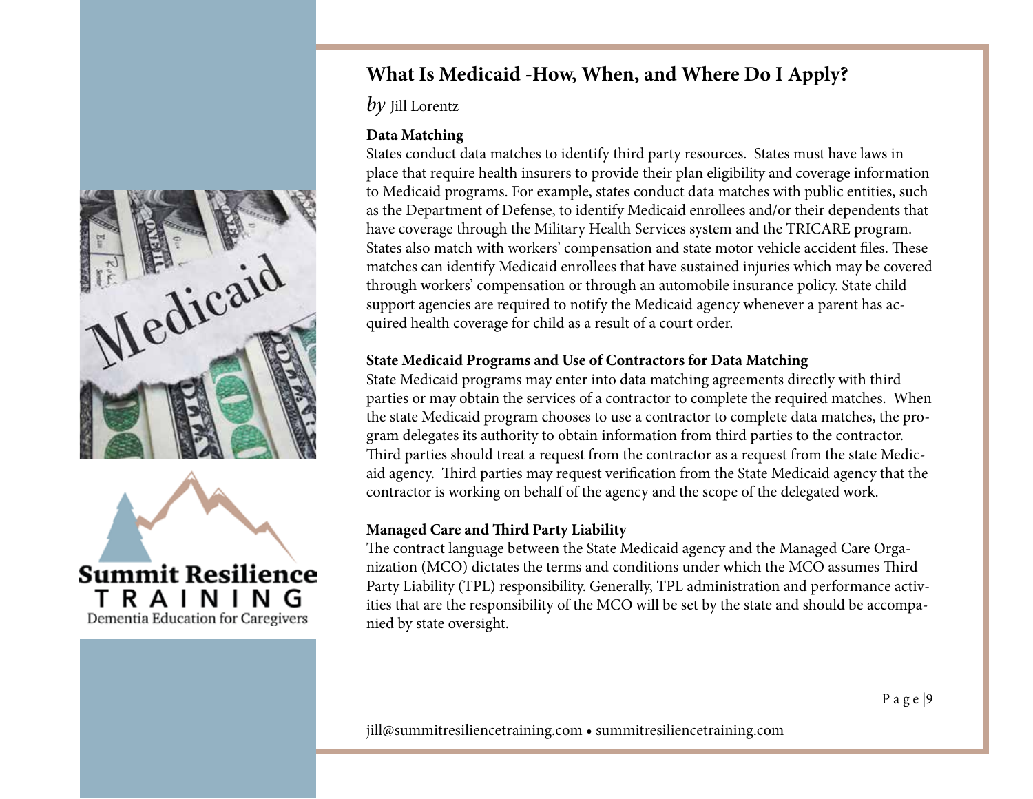## What Is Medicaid -How, When, and Where Do I Apply?

*by* Jill Lorentz

**Data Matching**

States conduct data matches to identify third party resources. States must have laws in place that require health insurers to provide their plan eligibility and coverage information to Medicaid programs. For example, states conduct data matches with public entities, such as the Department of Defense, to identify Medicaid enrollees and/or their dependents that have coverage through the Military Health Services system and the TRICARE program. States also match with workers' compensation and state motor vehicle accident files. These matches can identify Medicaid enrollees that have sustained injuries which may be covered through workers' compensation or through an automobile insurance policy. State child support agencies are required to notify the Medicaid agency whenever a parent has acquired health coverage for child as a result of a court order.

**State Medicaid Programs and Use of Contractors for Data Matching**

State Medicaid programs may enter into data matching agreements directly with third parties or may obtain the services of a contractor to complete the required matches. When the state Medicaid program chooses to use a contractor to complete data matches, the program delegates its authority to obtain information from third parties to the contractor. Third parties should treat a request from the contractor as a request from the state Medicaid agency. Third parties may request verification from the State Medicaid agency that the contractor is working on behalf of the agency and the scope of the delegated work.

**Managed Care and Third Party Liability**

The contract language between the State Medicaid agency and the Managed Care Organization (MCO) dictates the terms and conditions under which the MCO assumes Third Party Liability (TPL) responsibility. Generally, TPL administration and performance activities that are the responsibility of the MCO will be set by the state and should be accompanied by state oversight.

Summit Resilience TRAINING
Dementia Education for Caregivers

jill@summitresiliencetraining.com • summitresiliencetraining.com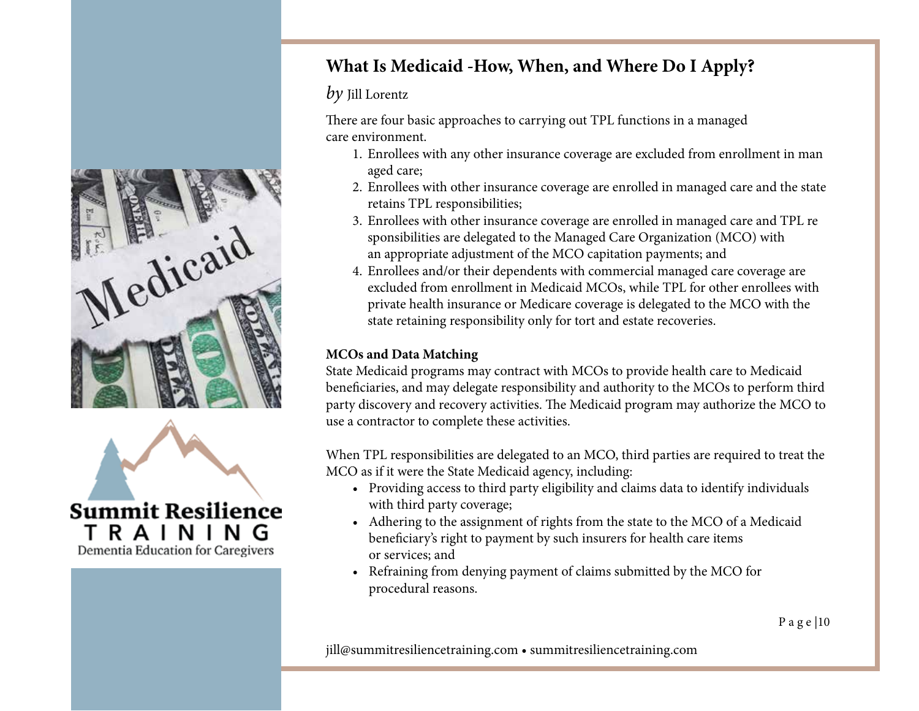## What Is Medicaid -How, When, and Where Do I Apply?

*by* Jill Lorentz

There are four basic approaches to carrying out TPL functions in a managed care environment.

1. Enrollees with any other insurance coverage are excluded from enrollment in managed care;
2. Enrollees with other insurance coverage are enrolled in managed care and the state retains TPL responsibilities;
3. Enrollees with other insurance coverage are enrolled in managed care and TPL responsibilities are delegated to the Managed Care Organization (MCO) with an appropriate adjustment of the MCO capitation payments; and
4. Enrollees and/or their dependents with commercial managed care coverage are excluded from enrollment in Medicaid MCOs, while TPL for other enrollees with private health insurance or Medicare coverage is delegated to the MCO with the state retaining responsibility only for tort and estate recoveries.

**MCOs and Data Matching**

State Medicaid programs may contract with MCOs to provide health care to Medicaid beneficiaries, and may delegate responsibility and authority to the MCOs to perform third party discovery and recovery activities. The Medicaid program may authorize the MCO to use a contractor to complete these activities.

When TPL responsibilities are delegated to an MCO, third parties are required to treat the MCO as if it were the State Medicaid agency, including:

- Providing access to third party eligibility and claims data to identify individuals with third party coverage;
- Adhering to the assignment of rights from the state to the MCO of a Medicaid beneficiary's right to payment by such insurers for health care items or services; and
- Refraining from denying payment of claims submitted by the MCO for procedural reasons.

Summit Resilience
TRAINING
Dementia Education for Caregivers

jill@summitresiliencetraining.com • summitresiliencetraining.com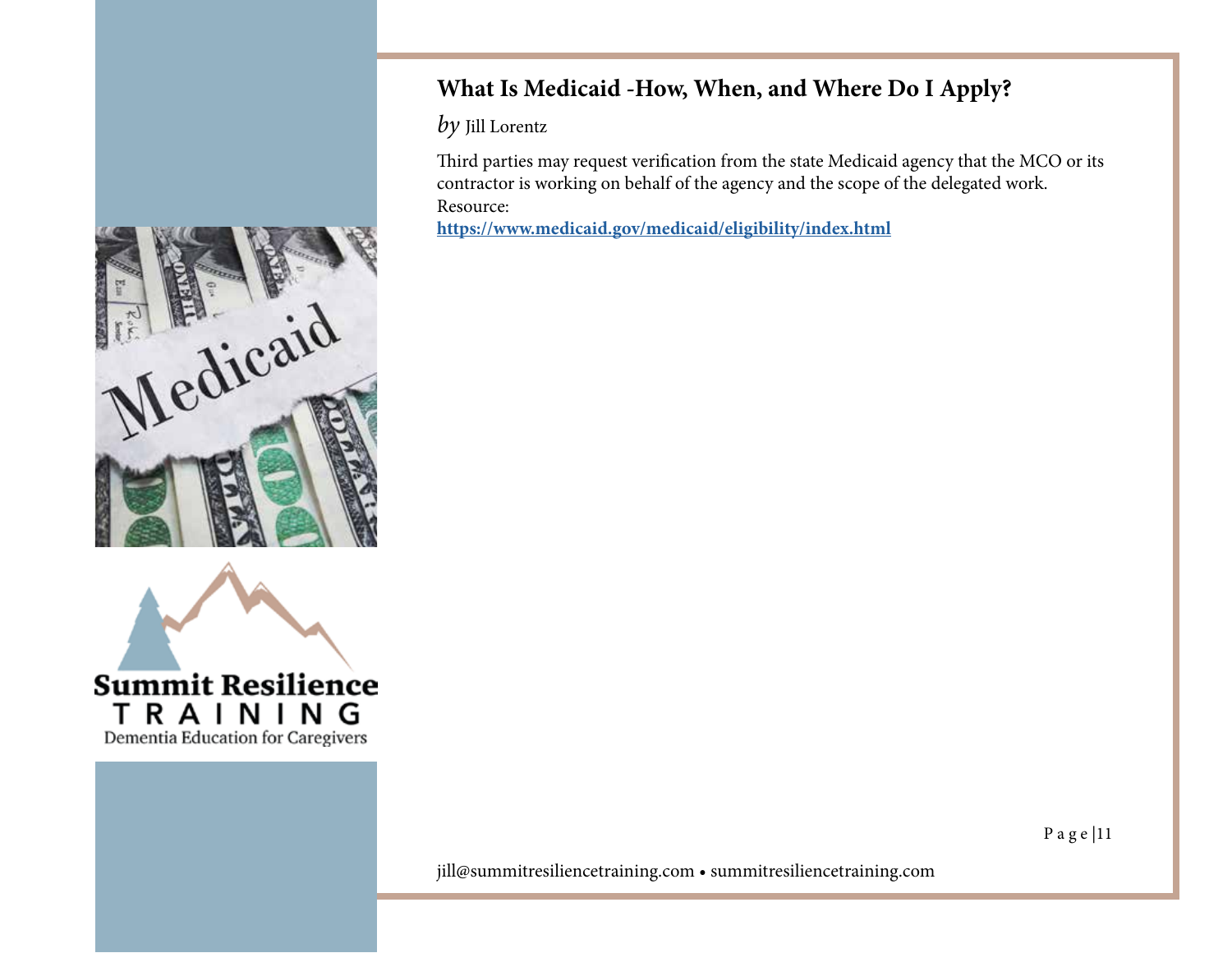## What Is Medicaid -How, When, and Where Do I Apply?

*by* Jill Lorentz

Third parties may request verification from the state Medicaid agency that the MCO or its contractor is working on behalf of the agency and the scope of the delegated work.
Resource:
**https://www.medicaid.gov/medicaid/eligibility/index.html**

Summit Resilience
TRAINING
Dementia Education for Caregivers

jill@summitresiliencetraining.com • summitresiliencetraining.com